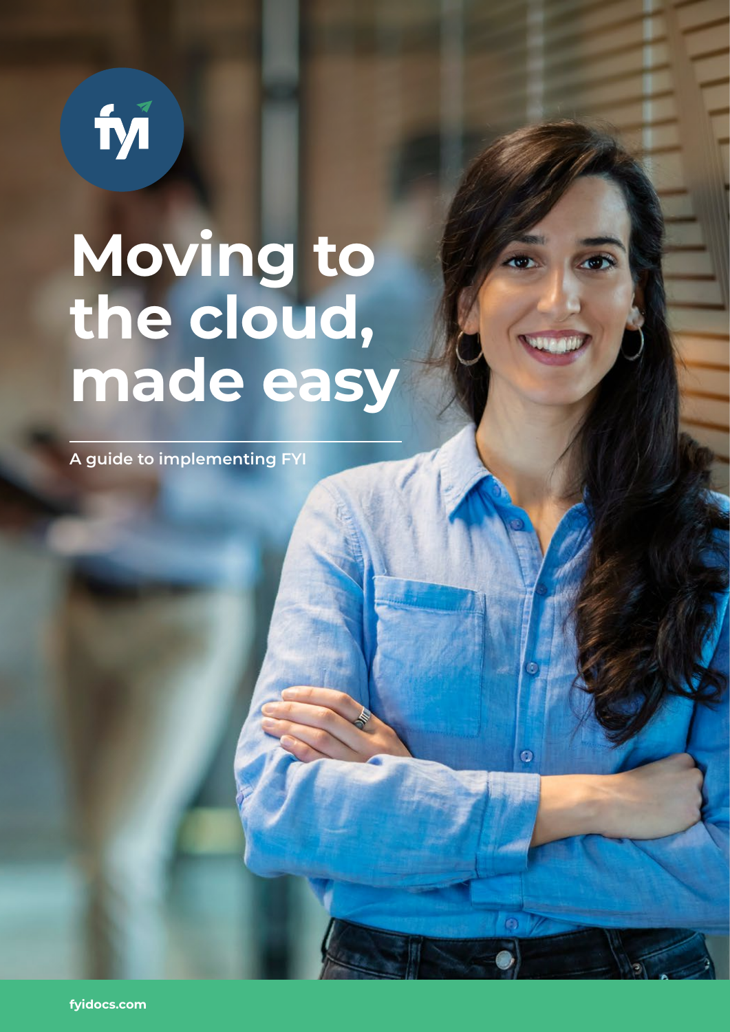# Moving to the cloud, made easy

A guide to implementing FYI

fyidocs.com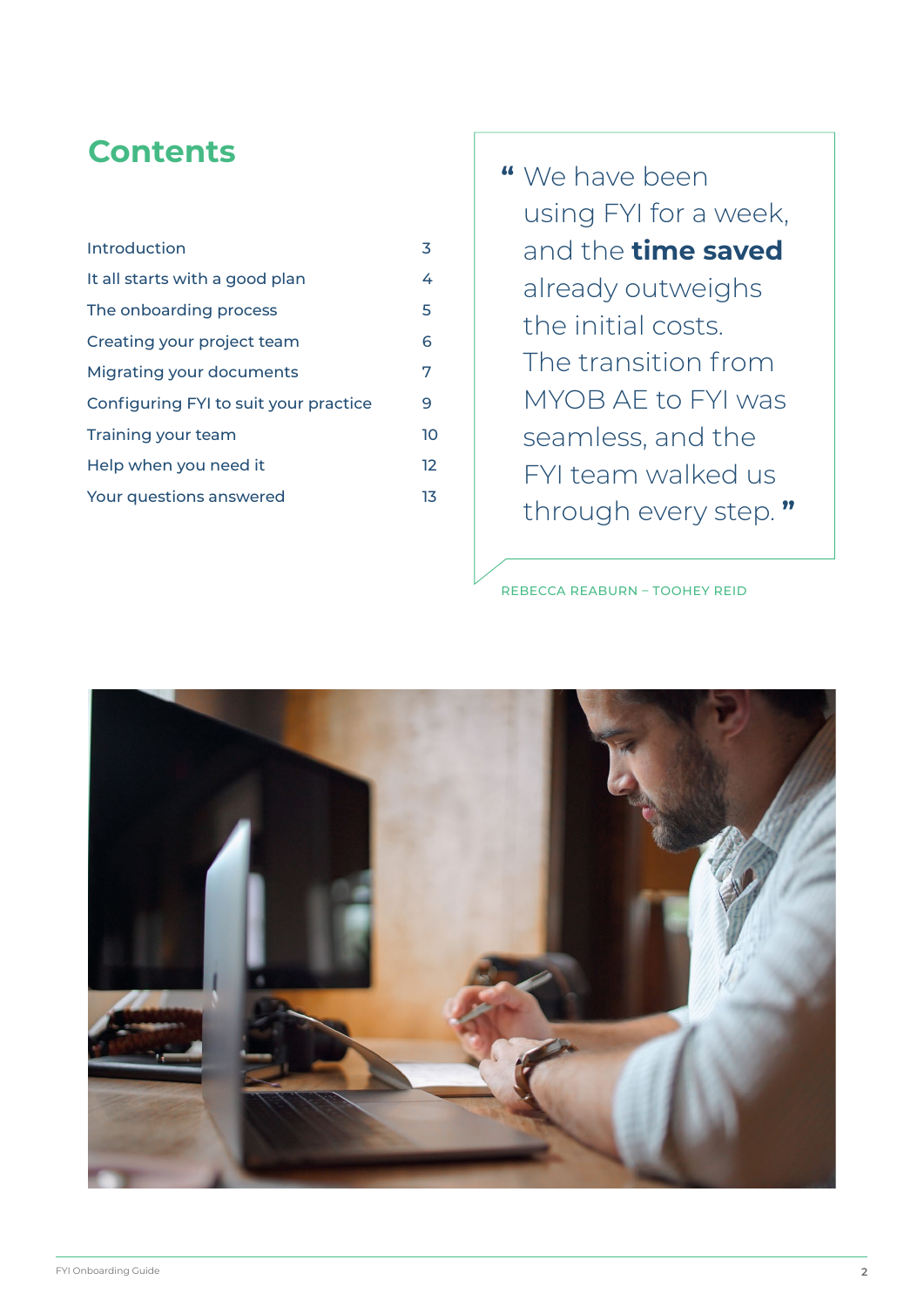# Contents

| | |
|---|---|
| Introduction | 3 |
| It all starts with a good plan | 4 |
| The onboarding process | 5 |
| Creating your project team | 6 |
| Migrating your documents | 7 |
| Configuring FYI to suit your practice | 9 |
| Training your team | 10 |
| Help when you need it | 12 |
| Your questions answered | 13 |

> " We have been using FYI for a week, and the **time saved** already outweighs the initial costs. The transition from MYOB AE to FYI was seamless, and the FYI team walked us through every step. "

REBECCA REABURN – TOOHEY REID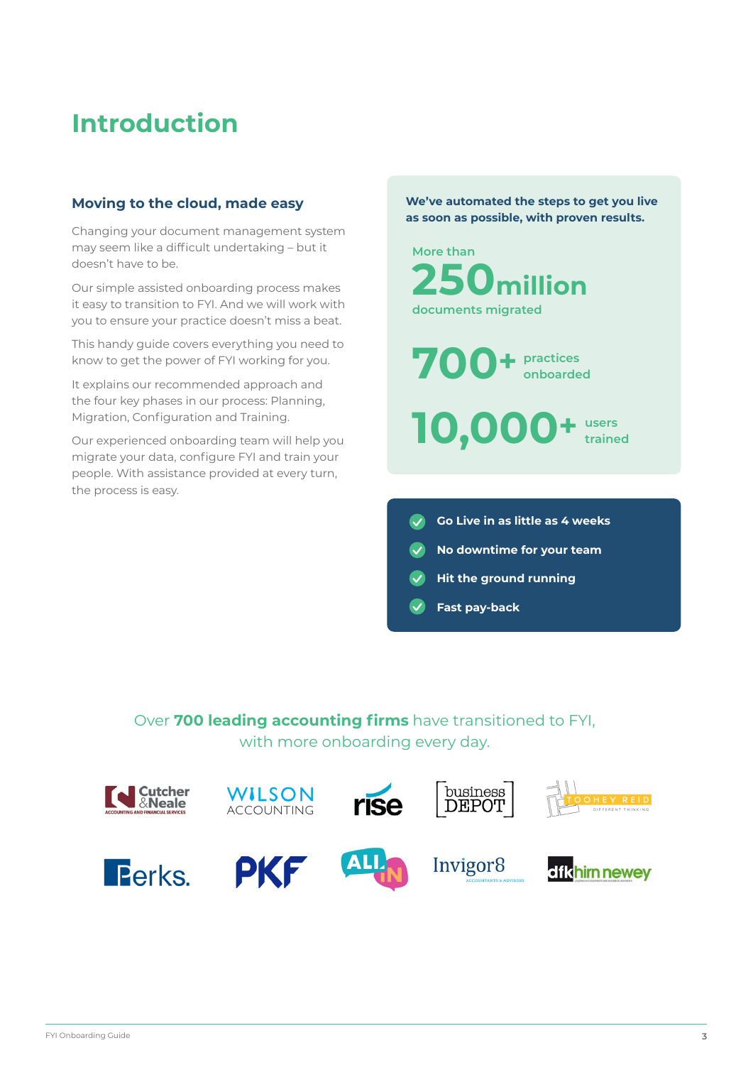# Introduction

## Moving to the cloud, made easy

Changing your document management system may seem like a difficult undertaking – but it doesn't have to be.

Our simple assisted onboarding process makes it easy to transition to FYI. And we will work with you to ensure your practice doesn't miss a beat.

This handy guide covers everything you need to know to get the power of FYI working for you.

It explains our recommended approach and the four key phases in our process: Planning, Migration, Configuration and Training.

Our experienced onboarding team will help you migrate your data, configure FYI and train your people. With assistance provided at every turn, the process is easy.

**We've automated the steps to get you live as soon as possible, with proven results.**

More than **250million** documents migrated

**700+** practices onboarded

**10,000+** users trained

- **Go Live in as little as 4 weeks**
- **No downtime for your team**
- **Hit the ground running**
- **Fast pay-back**

Over **700 leading accounting firms** have transitioned to FYI, with more onboarding every day.

Cutcher & Neale Accounting and Financial Services · Wilson Accounting · rise · business DEPOT · Toohey Reid Different Thinking · Perks. · PKF · ALL IN · Invigor8 Accountants & Advisors · dfk hirn newey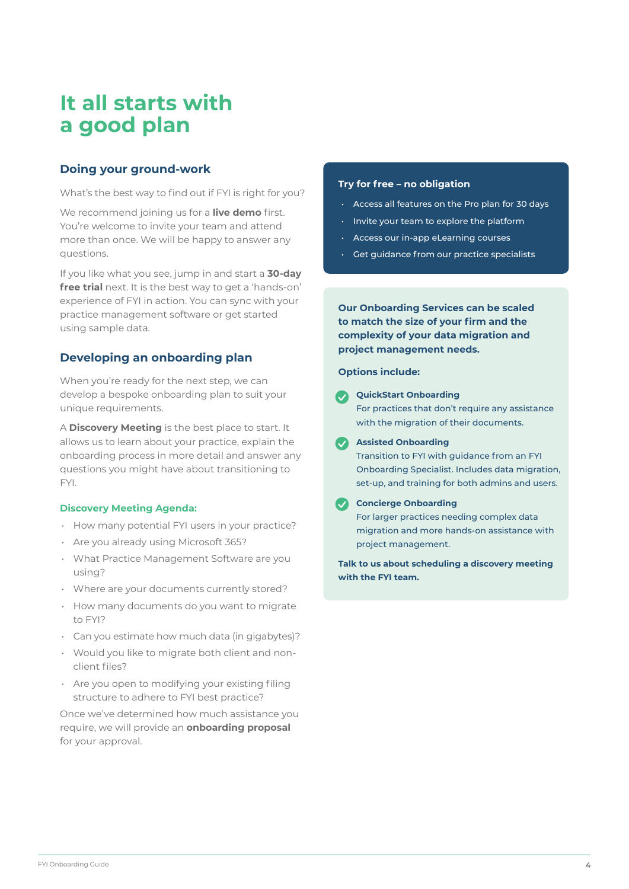# It all starts with a good plan

## Doing your ground-work

What's the best way to find out if FYI is right for you?

We recommend joining us for a **live demo** first. You're welcome to invite your team and attend more than once. We will be happy to answer any questions.

If you like what you see, jump in and start a **30-day free trial** next. It is the best way to get a 'hands-on' experience of FYI in action. You can sync with your practice management software or get started using sample data.

## Developing an onboarding plan

When you're ready for the next step, we can develop a bespoke onboarding plan to suit your unique requirements.

A **Discovery Meeting** is the best place to start. It allows us to learn about your practice, explain the onboarding process in more detail and answer any questions you might have about transitioning to FYI.

### Discovery Meeting Agenda:

- How many potential FYI users in your practice?
- Are you already using Microsoft 365?
- What Practice Management Software are you using?
- Where are your documents currently stored?
- How many documents do you want to migrate to FYI?
- Can you estimate how much data (in gigabytes)?
- Would you like to migrate both client and non-client files?
- Are you open to modifying your existing filing structure to adhere to FYI best practice?

Once we've determined how much assistance you require, we will provide an **onboarding proposal** for your approval.

### Try for free – no obligation

- Access all features on the Pro plan for 30 days
- Invite your team to explore the platform
- Access our in-app eLearning courses
- Get guidance from our practice specialists

**Our Onboarding Services can be scaled to match the size of your firm and the complexity of your data migration and project management needs.**

**Options include:**

- **QuickStart Onboarding**
  For practices that don't require any assistance with the migration of their documents.
- **Assisted Onboarding**
  Transition to FYI with guidance from an FYI Onboarding Specialist. Includes data migration, set-up, and training for both admins and users.
- **Concierge Onboarding**
  For larger practices needing complex data migration and more hands-on assistance with project management.

**Talk to us about scheduling a discovery meeting with the FYI team.**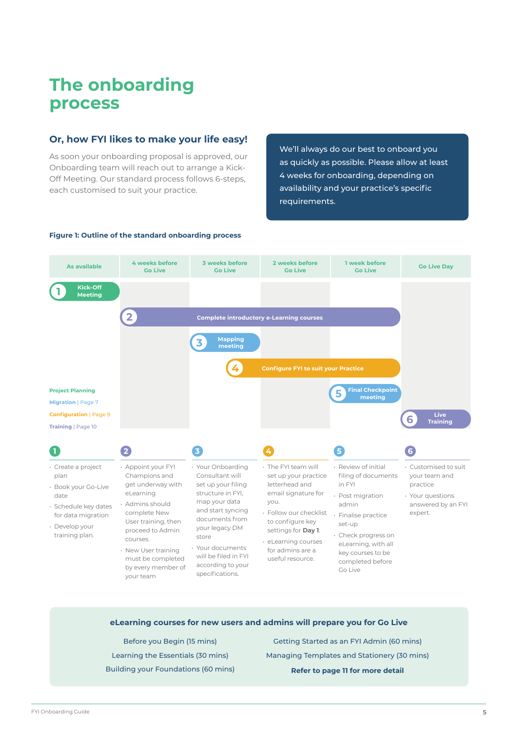# The onboarding process

## Or, how FYI likes to make your life easy!

As soon your onboarding proposal is approved, our Onboarding team will reach out to arrange a Kick-Off Meeting. Our standard process follows 6-steps, each customised to suit your practice.

> We'll always do our best to onboard you as quickly as possible. Please allow at least 4 weeks for onboarding, depending on availability and your practice's specific requirements.

**Figure 1: Outline of the standard onboarding process**

| As available | 4 weeks before Go Live | 3 weeks before Go Live | 2 weeks before Go Live | 1 week before Go Live | Go Live Day |
|---|---|---|---|---|---|
| 1 Kick-Off Meeting | | | | | |
| | 2 Complete introductory e-Learning courses | | | | |
| | | 3 Mapping meeting | | | |
| | | 4 Configure FYI to suit your Practice | | | |
| | | | | 5 Final Checkpoint meeting | |
| | | | | | 6 Live Training |

Project Planning
Migration | Page 7
Configuration | Page 9
Training | Page 10

**1**
- Create a project plan
- Book your Go-Live date
- Schedule key dates for data migration
- Develop your training plan.

**2**
- Appoint your FYI Champions and get underway with eLearning
- Admins should complete New User training, then proceed to Admin courses.
- New User training must be completed by every member of your team

**3**
- Your Onboarding Consultant will set up your filing structure in FYI, map your data and start syncing documents from your legacy DM store
- Your documents will be filed in FYI according to your specifications.

**4**
- The FYI team will set up your practice letterhead and email signature for you.
- Follow our checklist to configure key settings for **Day 1**.
- eLearning courses for admins are a useful resource.

**5**
- Review of initial filing of documents in FYI
- Post migration admin
- Finalise practice set-up
- Check progress on eLearning, with all key courses to be completed before Go Live

**6**
- Customised to suit your team and practice
- Your questions answered by an FYI expert.

**eLearning courses for new users and admins will prepare you for Go Live**

Before you Begin (15 mins)
Learning the Essentials (30 mins)
Building your Foundations (60 mins)
Getting Started as an FYI Admin (60 mins)
Managing Templates and Stationery (30 mins)
**Refer to page 11 for more detail**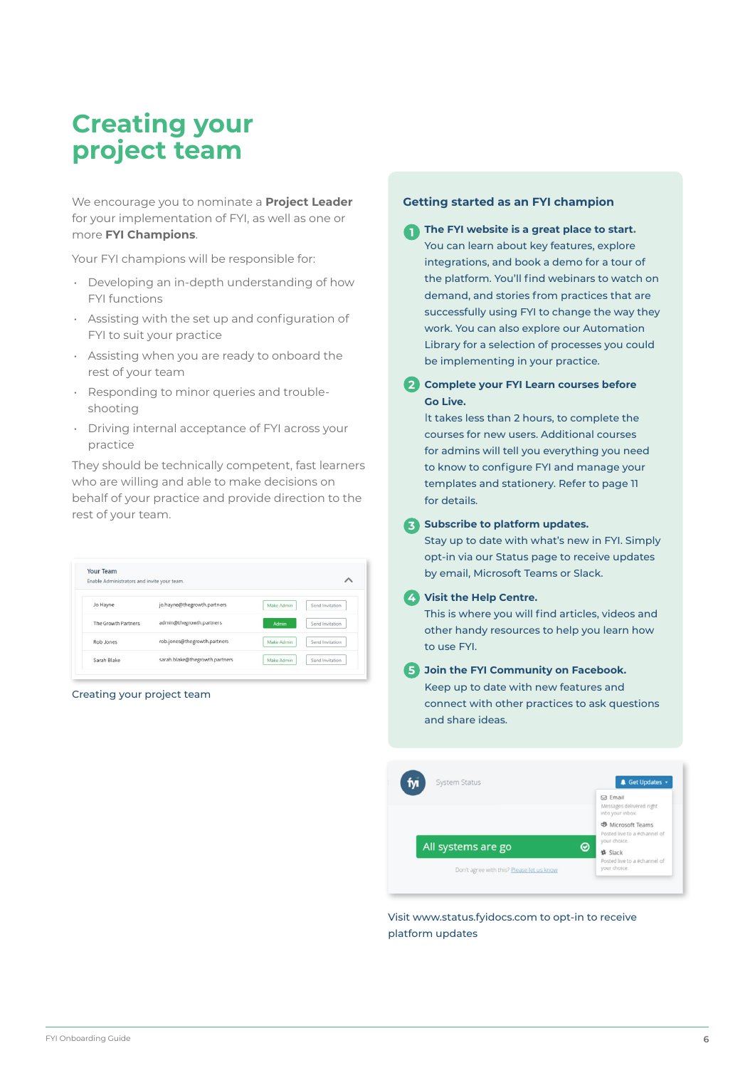# Creating your project team

We encourage you to nominate a **Project Leader** for your implementation of FYI, as well as one or more **FYI Champions**.

Your FYI champions will be responsible for:

- Developing an in-depth understanding of how FYI functions
- Assisting with the set up and configuration of FYI to suit your practice
- Assisting when you are ready to onboard the rest of your team
- Responding to minor queries and trouble-shooting
- Driving internal acceptance of FYI across your practice

They should be technically competent, fast learners who are willing and able to make decisions on behalf of your practice and provide direction to the rest of your team.

Creating your project team

## Getting started as an FYI champion

1. **The FYI website is a great place to start.** You can learn about key features, explore integrations, and book a demo for a tour of the platform. You'll find webinars to watch on demand, and stories from practices that are successfully using FYI to change the way they work. You can also explore our Automation Library for a selection of processes you could be implementing in your practice.

2. **Complete your FYI Learn courses before Go Live.** It takes less than 2 hours, to complete the courses for new users. Additional courses for admins will tell you everything you need to know to configure FYI and manage your templates and stationery. Refer to page 11 for details.

3. **Subscribe to platform updates.** Stay up to date with what's new in FYI. Simply opt-in via our Status page to receive updates by email, Microsoft Teams or Slack.

4. **Visit the Help Centre.** This is where you will find articles, videos and other handy resources to help you learn how to use FYI.

5. **Join the FYI Community on Facebook.** Keep up to date with new features and connect with other practices to ask questions and share ideas.

Visit www.status.fyidocs.com to opt-in to receive platform updates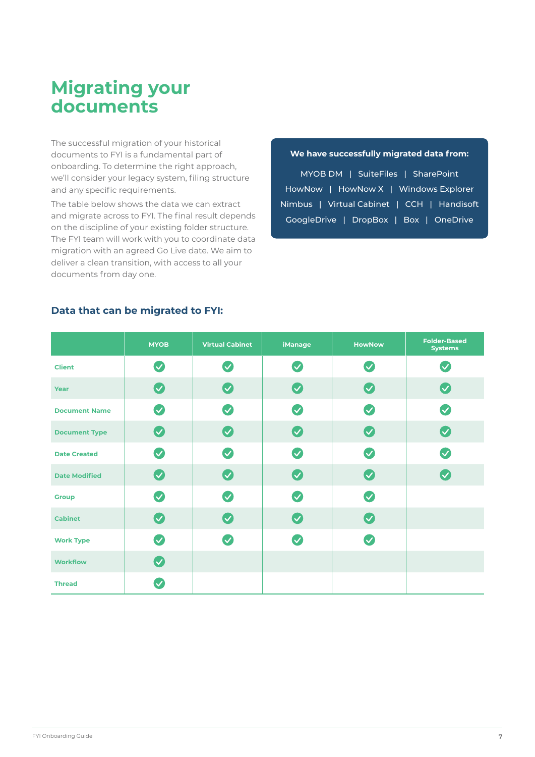# Migrating your documents

The successful migration of your historical documents to FYI is a fundamental part of onboarding. To determine the right approach, we'll consider your legacy system, filing structure and any specific requirements.

The table below shows the data we can extract and migrate across to FYI. The final result depends on the discipline of your existing folder structure. The FYI team will work with you to coordinate data migration with an agreed Go Live date. We aim to deliver a clean transition, with access to all your documents from day one.

**We have successfully migrated data from:**

MYOB DM | SuiteFiles | SharePoint
HowNow | HowNow X | Windows Explorer
Nimbus | Virtual Cabinet | CCH | Handisoft
GoogleDrive | DropBox | Box | OneDrive

## Data that can be migrated to FYI:

| | MYOB | Virtual Cabinet | iManage | HowNow | Folder-Based Systems |
|---|---|---|---|---|---|
| Client | ✓ | ✓ | ✓ | ✓ | ✓ |
| Year | ✓ | ✓ | ✓ | ✓ | ✓ |
| Document Name | ✓ | ✓ | ✓ | ✓ | ✓ |
| Document Type | ✓ | ✓ | ✓ | ✓ | ✓ |
| Date Created | ✓ | ✓ | ✓ | ✓ | ✓ |
| Date Modified | ✓ | ✓ | ✓ | ✓ | ✓ |
| Group | ✓ | ✓ | ✓ | ✓ | |
| Cabinet | ✓ | ✓ | ✓ | ✓ | |
| Work Type | ✓ | ✓ | ✓ | ✓ | |
| Workflow | ✓ | | | | |
| Thread | ✓ | | | | |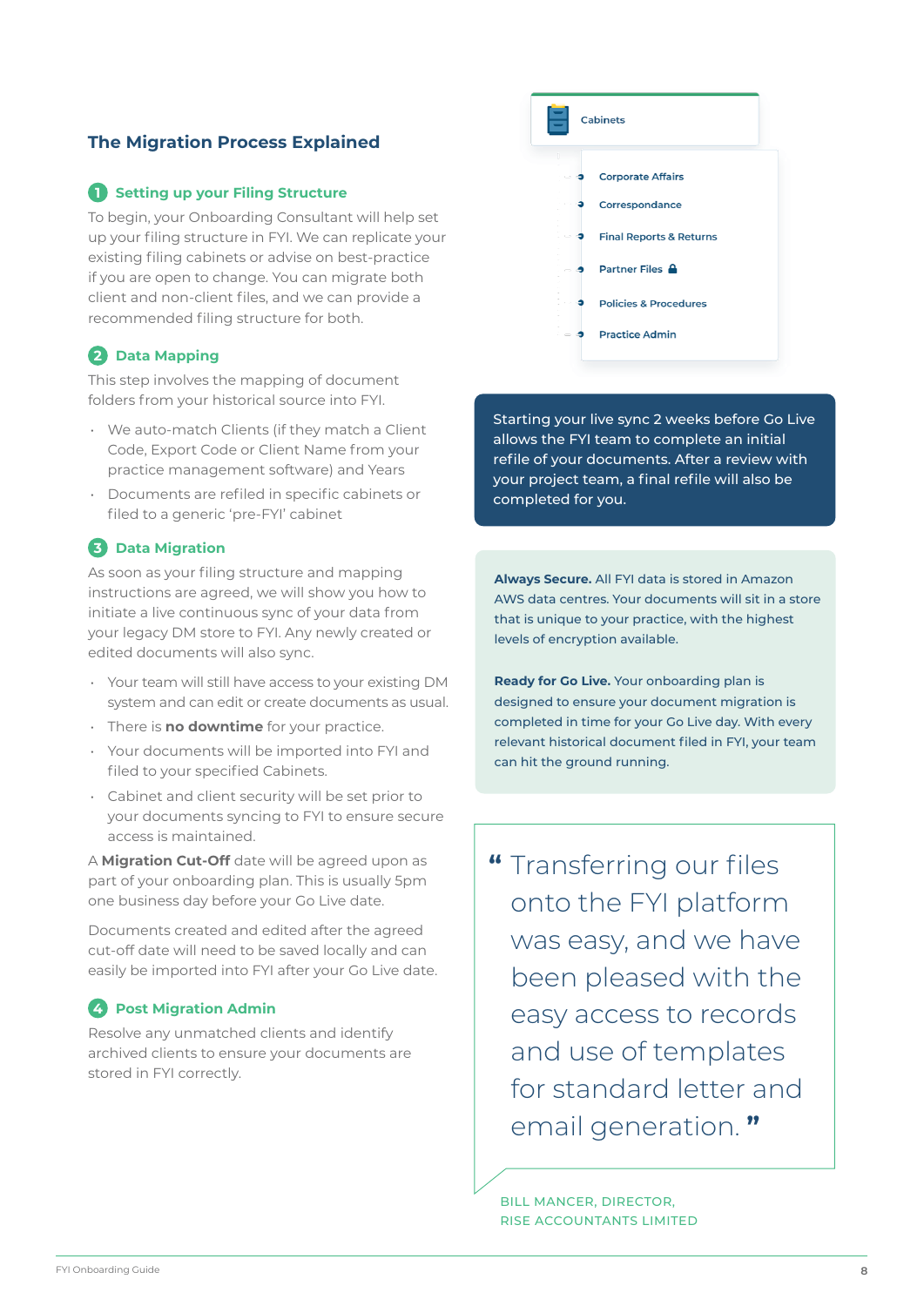## The Migration Process Explained

### 1 Setting up your Filing Structure

To begin, your Onboarding Consultant will help set up your filing structure in FYI. We can replicate your existing filing cabinets or advise on best-practice if you are open to change. You can migrate both client and non-client files, and we can provide a recommended filing structure for both.

### 2 Data Mapping

This step involves the mapping of document folders from your historical source into FYI.

- We auto-match Clients (if they match a Client Code, Export Code or Client Name from your practice management software) and Years
- Documents are refiled in specific cabinets or filed to a generic 'pre-FYI' cabinet

### 3 Data Migration

As soon as your filing structure and mapping instructions are agreed, we will show you how to initiate a live continuous sync of your data from your legacy DM store to FYI. Any newly created or edited documents will also sync.

- Your team will still have access to your existing DM system and can edit or create documents as usual.
- There is **no downtime** for your practice.
- Your documents will be imported into FYI and filed to your specified Cabinets.
- Cabinet and client security will be set prior to your documents syncing to FYI to ensure secure access is maintained.

A **Migration Cut-Off** date will be agreed upon as part of your onboarding plan. This is usually 5pm one business day before your Go Live date.

Documents created and edited after the agreed cut-off date will need to be saved locally and can easily be imported into FYI after your Go Live date.

### 4 Post Migration Admin

Resolve any unmatched clients and identify archived clients to ensure your documents are stored in FYI correctly.

Cabinets

- Corporate Affairs
- Correspondance
- Final Reports & Returns
- Partner Files
- Policies & Procedures
- Practice Admin

Starting your live sync 2 weeks before Go Live allows the FYI team to complete an initial refile of your documents. After a review with your project team, a final refile will also be completed for you.

**Always Secure.** All FYI data is stored in Amazon AWS data centres. Your documents will sit in a store that is unique to your practice, with the highest levels of encryption available.

**Ready for Go Live.** Your onboarding plan is designed to ensure your document migration is completed in time for your Go Live day. With every relevant historical document filed in FYI, your team can hit the ground running.

> "Transferring our files onto the FYI platform was easy, and we have been pleased with the easy access to records and use of templates for standard letter and email generation."

BILL MANCER, DIRECTOR,
RISE ACCOUNTANTS LIMITED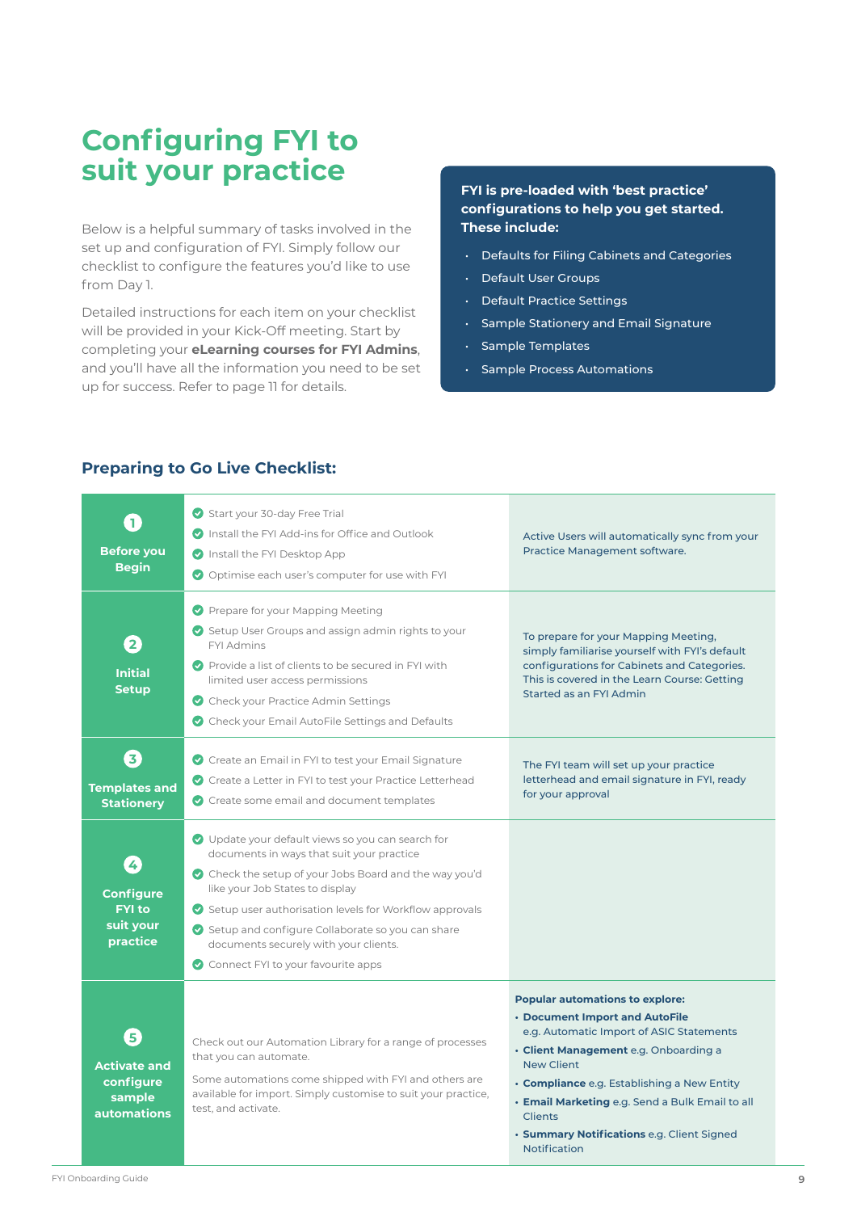# Configuring FYI to suit your practice

Below is a helpful summary of tasks involved in the set up and configuration of FYI. Simply follow our checklist to configure the features you'd like to use from Day 1.

Detailed instructions for each item on your checklist will be provided in your Kick-Off meeting. Start by completing your **eLearning courses for FYI Admins**, and you'll have all the information you need to be set up for success. Refer to page 11 for details.

**FYI is pre-loaded with 'best practice' configurations to help you get started. These include:**

- Defaults for Filing Cabinets and Categories
- Default User Groups
- Default Practice Settings
- Sample Stationery and Email Signature
- Sample Templates
- Sample Process Automations

## Preparing to Go Live Checklist:

| Step | Tasks | Notes |
|---|---|---|
| **1 Before you Begin** | ✔ Start your 30-day Free Trial<br>✔ Install the FYI Add-ins for Office and Outlook<br>✔ Install the FYI Desktop App<br>✔ Optimise each user's computer for use with FYI | Active Users will automatically sync from your Practice Management software. |
| **2 Initial Setup** | ✔ Prepare for your Mapping Meeting<br>✔ Setup User Groups and assign admin rights to your FYI Admins<br>✔ Provide a list of clients to be secured in FYI with limited user access permissions<br>✔ Check your Practice Admin Settings<br>✔ Check your Email AutoFile Settings and Defaults | To prepare for your Mapping Meeting, simply familiarise yourself with FYI's default configurations for Cabinets and Categories. This is covered in the Learn Course: Getting Started as an FYI Admin |
| **3 Templates and Stationery** | ✔ Create an Email in FYI to test your Email Signature<br>✔ Create a Letter in FYI to test your Practice Letterhead<br>✔ Create some email and document templates | The FYI team will set up your practice letterhead and email signature in FYI, ready for your approval |
| **4 Configure FYI to suit your practice** | ✔ Update your default views so you can search for documents in ways that suit your practice<br>✔ Check the setup of your Jobs Board and the way you'd like your Job States to display<br>✔ Setup user authorisation levels for Workflow approvals<br>✔ Setup and configure Collaborate so you can share documents securely with your clients.<br>✔ Connect FYI to your favourite apps | |
| **5 Activate and configure sample automations** | Check out our Automation Library for a range of processes that you can automate.<br><br>Some automations come shipped with FYI and others are available for import. Simply customise to suit your practice, test, and activate. | **Popular automations to explore:**<br>• **Document Import and AutoFile** e.g. Automatic Import of ASIC Statements<br>• **Client Management** e.g. Onboarding a New Client<br>• **Compliance** e.g. Establishing a New Entity<br>• **Email Marketing** e.g. Send a Bulk Email to all Clients<br>• **Summary Notifications** e.g. Client Signed Notification |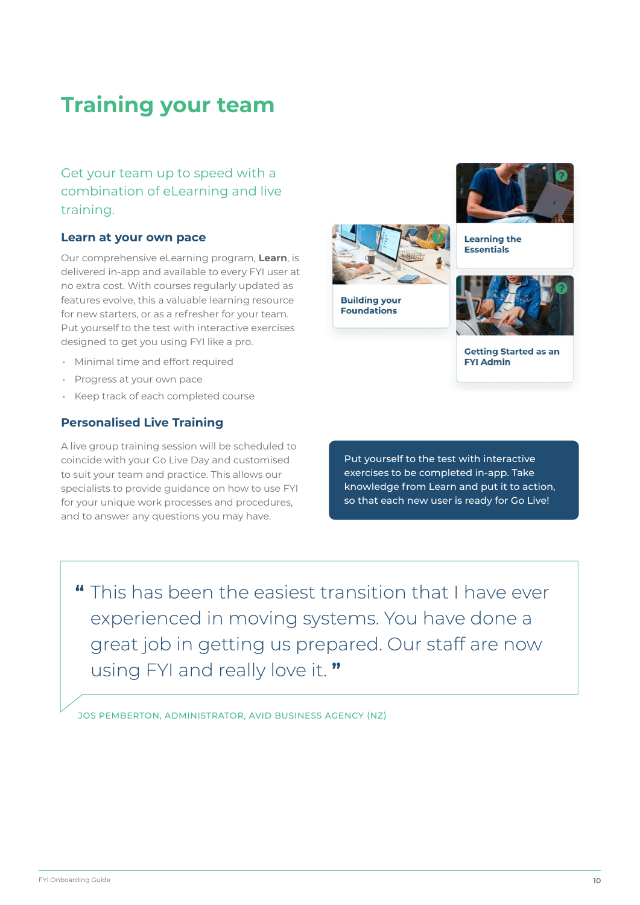# Training your team

Get your team up to speed with a combination of eLearning and live training.

## Learn at your own pace

Our comprehensive eLearning program, **Learn**, is delivered in-app and available to every FYI user at no extra cost. With courses regularly updated as features evolve, this a valuable learning resource for new starters, or as a refresher for your team. Put yourself to the test with interactive exercises designed to get you using FYI like a pro.

- Minimal time and effort required
- Progress at your own pace
- Keep track of each completed course

**Building your Foundations**

**Learning the Essentials**

**Getting Started as an FYI Admin**

## Personalised Live Training

A live group training session will be scheduled to coincide with your Go Live Day and customised to suit your team and practice. This allows our specialists to provide guidance on how to use FYI for your unique work processes and procedures, and to answer any questions you may have.

Put yourself to the test with interactive exercises to be completed in-app. Take knowledge from Learn and put it to action, so that each new user is ready for Go Live!

> " This has been the easiest transition that I have ever experienced in moving systems. You have done a great job in getting us prepared. Our staff are now using FYI and really love it. "

JOS PEMBERTON, ADMINISTRATOR, AVID BUSINESS AGENCY (NZ)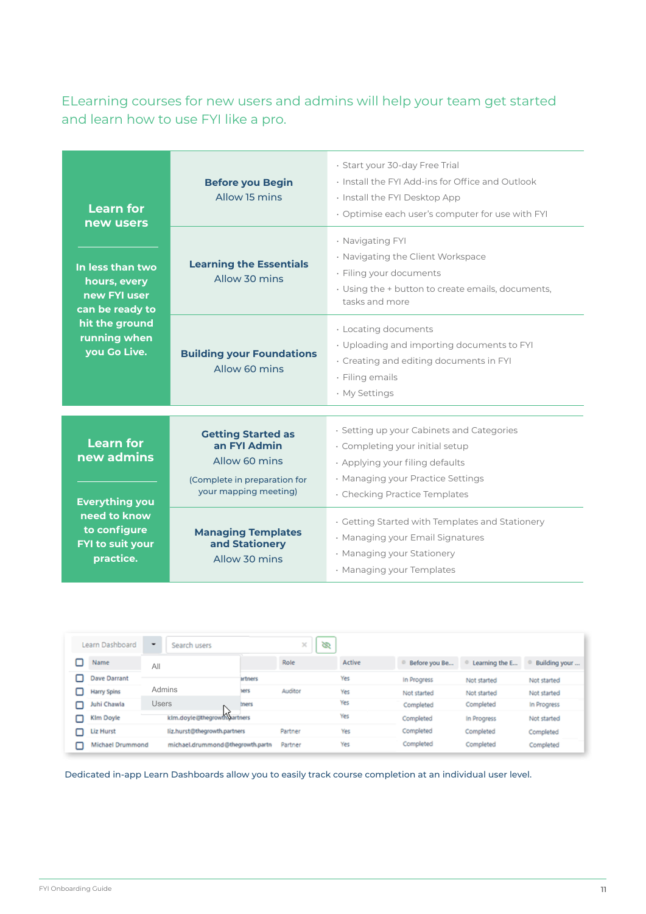ELearning courses for new users and admins will help your team get started and learn how to use FYI like a pro.

| Learn for new users | Course | Topics |
|---|---|---|
| **Learn for new users**<br><br>In less than two hours, every new FYI user can be ready to hit the ground running when you Go Live. | **Before you Begin**<br>Allow 15 mins | · Start your 30-day Free Trial<br>· Install the FYI Add-ins for Office and Outlook<br>· Install the FYI Desktop App<br>· Optimise each user's computer for use with FYI |
| | **Learning the Essentials**<br>Allow 30 mins | · Navigating FYI<br>· Navigating the Client Workspace<br>· Filing your documents<br>· Using the + button to create emails, documents, tasks and more |
| | **Building your Foundations**<br>Allow 60 mins | · Locating documents<br>· Uploading and importing documents to FYI<br>· Creating and editing documents in FYI<br>· Filing emails<br>· My Settings |

| Learn for new admins | Course | Topics |
|---|---|---|
| **Learn for new admins**<br><br>Everything you need to know to configure FYI to suit your practice. | **Getting Started as an FYI Admin**<br>Allow 60 mins<br><br>(Complete in preparation for your mapping meeting) | · Setting up your Cabinets and Categories<br>· Completing your initial setup<br>· Applying your filing defaults<br>· Managing your Practice Settings<br>· Checking Practice Templates |
| | **Managing Templates and Stationery**<br>Allow 30 mins | · Getting Started with Templates and Stationery<br>· Managing your Email Signatures<br>· Managing your Stationery<br>· Managing your Templates |

Dedicated in-app Learn Dashboards allow you to easily track course completion at an individual user level.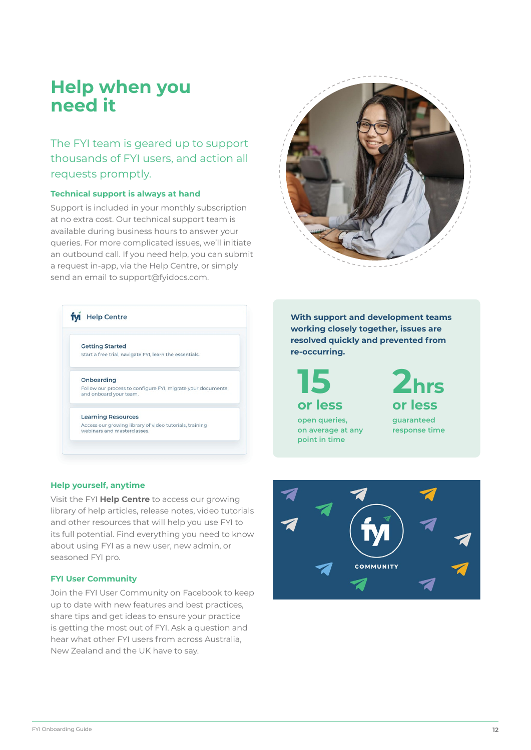# Help when you need it

## The FYI team is geared up to support thousands of FYI users, and action all requests promptly.

### Technical support is always at hand

Support is included in your monthly subscription at no extra cost. Our technical support team is available during business hours to answer your queries. For more complicated issues, we'll initiate an outbound call. If you need help, you can submit a request in-app, via the Help Centre, or simply send an email to support@fyidocs.com.

**Help Centre**

**Getting Started**
Start a free trial, navigate FYI, learn the essentials.

**Onboarding**
Follow our process to configure FYI, migrate your documents and onboard your team.

**Learning Resources**
Access our growing library of video tutorials, training webinars and masterclasses.

**With support and development teams working closely together, issues are resolved quickly and prevented from re-occurring.**

**15 or less**
open queries, on average at any point in time

**2hrs or less**
guaranteed response time

### Help yourself, anytime

Visit the FYI **Help Centre** to access our growing library of help articles, release notes, video tutorials and other resources that will help you use FYI to its full potential. Find everything you need to know about using FYI as a new user, new admin, or seasoned FYI pro.

### FYI User Community

Join the FYI User Community on Facebook to keep up to date with new features and best practices, share tips and get ideas to ensure your practice is getting the most out of FYI. Ask a question and hear what other FYI users from across Australia, New Zealand and the UK have to say.

FYI COMMUNITY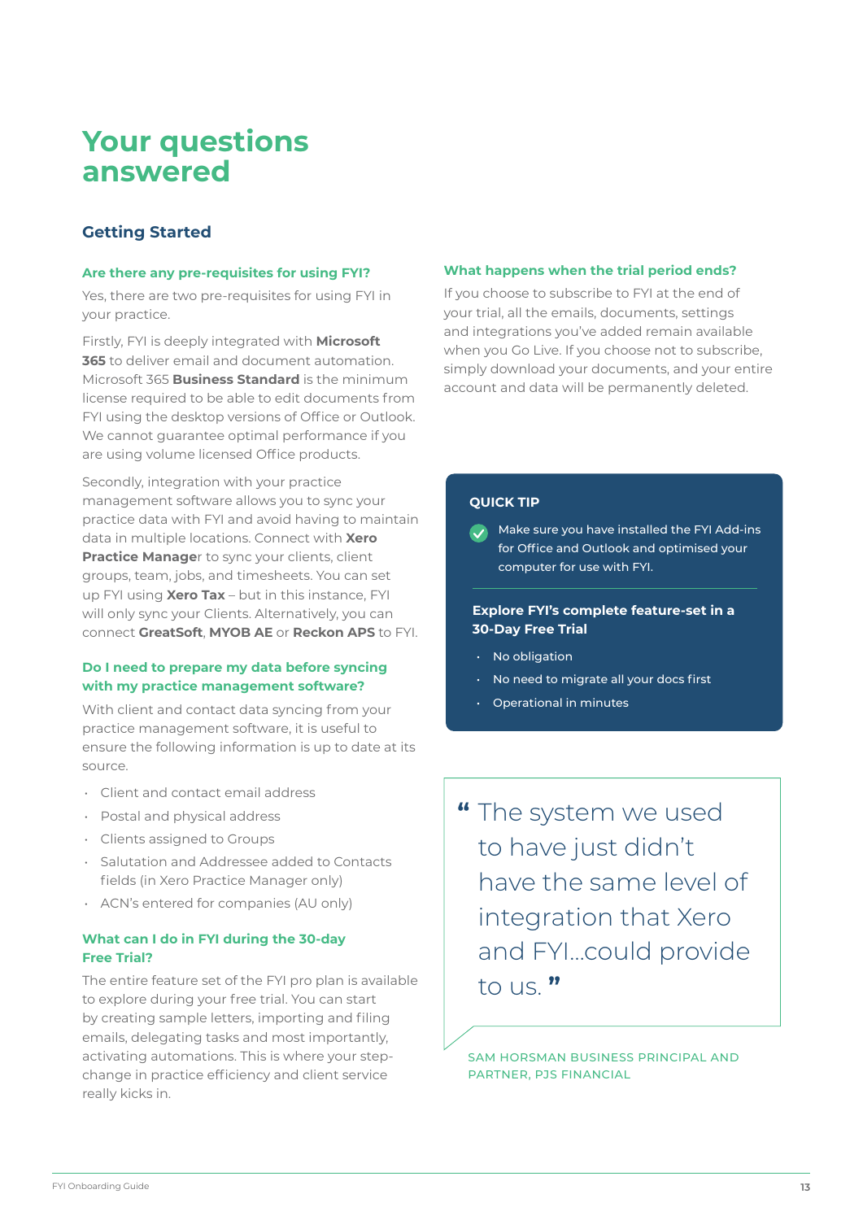# Your questions answered

## Getting Started

### Are there any pre-requisites for using FYI?

Yes, there are two pre-requisites for using FYI in your practice.

Firstly, FYI is deeply integrated with **Microsoft 365** to deliver email and document automation. Microsoft 365 **Business Standard** is the minimum license required to be able to edit documents from FYI using the desktop versions of Office or Outlook. We cannot guarantee optimal performance if you are using volume licensed Office products.

Secondly, integration with your practice management software allows you to sync your practice data with FYI and avoid having to maintain data in multiple locations. Connect with **Xero Practice Manage**r to sync your clients, client groups, team, jobs, and timesheets. You can set up FYI using **Xero Tax** – but in this instance, FYI will only sync your Clients. Alternatively, you can connect **GreatSoft**, **MYOB AE** or **Reckon APS** to FYI.

### Do I need to prepare my data before syncing with my practice management software?

With client and contact data syncing from your practice management software, it is useful to ensure the following information is up to date at its source.

- Client and contact email address
- Postal and physical address
- Clients assigned to Groups
- Salutation and Addressee added to Contacts fields (in Xero Practice Manager only)
- ACN's entered for companies (AU only)

### What can I do in FYI during the 30-day Free Trial?

The entire feature set of the FYI pro plan is available to explore during your free trial. You can start by creating sample letters, importing and filing emails, delegating tasks and most importantly, activating automations. This is where your step-change in practice efficiency and client service really kicks in.

### What happens when the trial period ends?

If you choose to subscribe to FYI at the end of your trial, all the emails, documents, settings and integrations you've added remain available when you Go Live. If you choose not to subscribe, simply download your documents, and your entire account and data will be permanently deleted.

**QUICK TIP**

Make sure you have installed the FYI Add-ins for Office and Outlook and optimised your computer for use with FYI.

**Explore FYI's complete feature-set in a 30-Day Free Trial**

- No obligation
- No need to migrate all your docs first
- Operational in minutes

> " The system we used to have just didn't have the same level of integration that Xero and FYI...could provide to us. "

SAM HORSMAN BUSINESS PRINCIPAL AND PARTNER, PJS FINANCIAL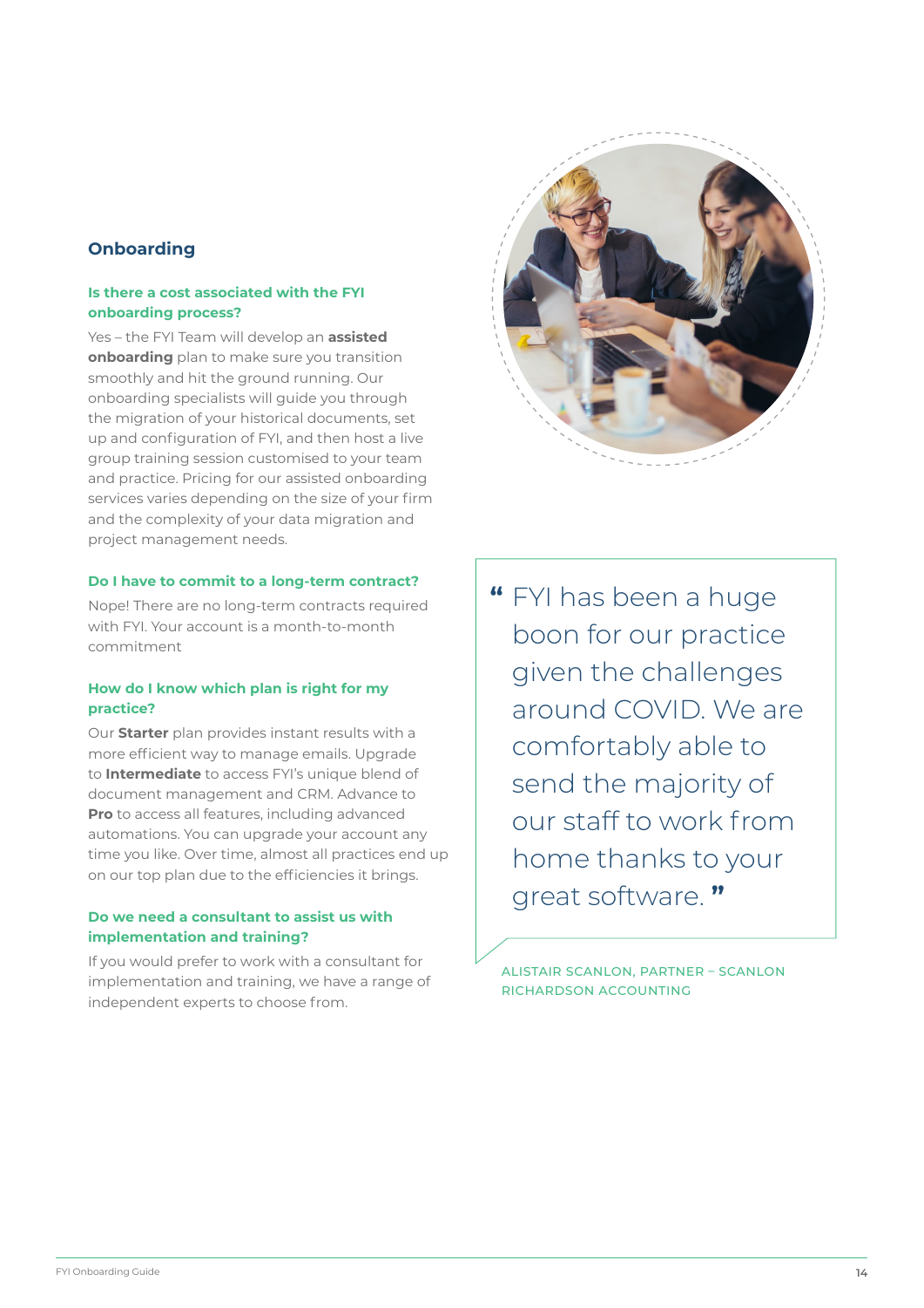## Onboarding

### Is there a cost associated with the FYI onboarding process?

Yes – the FYI Team will develop an **assisted onboarding** plan to make sure you transition smoothly and hit the ground running. Our onboarding specialists will guide you through the migration of your historical documents, set up and configuration of FYI, and then host a live group training session customised to your team and practice. Pricing for our assisted onboarding services varies depending on the size of your firm and the complexity of your data migration and project management needs.

### Do I have to commit to a long-term contract?

Nope! There are no long-term contracts required with FYI. Your account is a month-to-month commitment

### How do I know which plan is right for my practice?

Our **Starter** plan provides instant results with a more efficient way to manage emails. Upgrade to **Intermediate** to access FYI's unique blend of document management and CRM. Advance to **Pro** to access all features, including advanced automations. You can upgrade your account any time you like. Over time, almost all practices end up on our top plan due to the efficiencies it brings.

### Do we need a consultant to assist us with implementation and training?

If you would prefer to work with a consultant for implementation and training, we have a range of independent experts to choose from.

> “FYI has been a huge boon for our practice given the challenges around COVID. We are comfortably able to send the majority of our staff to work from home thanks to your great software.”

ALISTAIR SCANLON, PARTNER – SCANLON RICHARDSON ACCOUNTING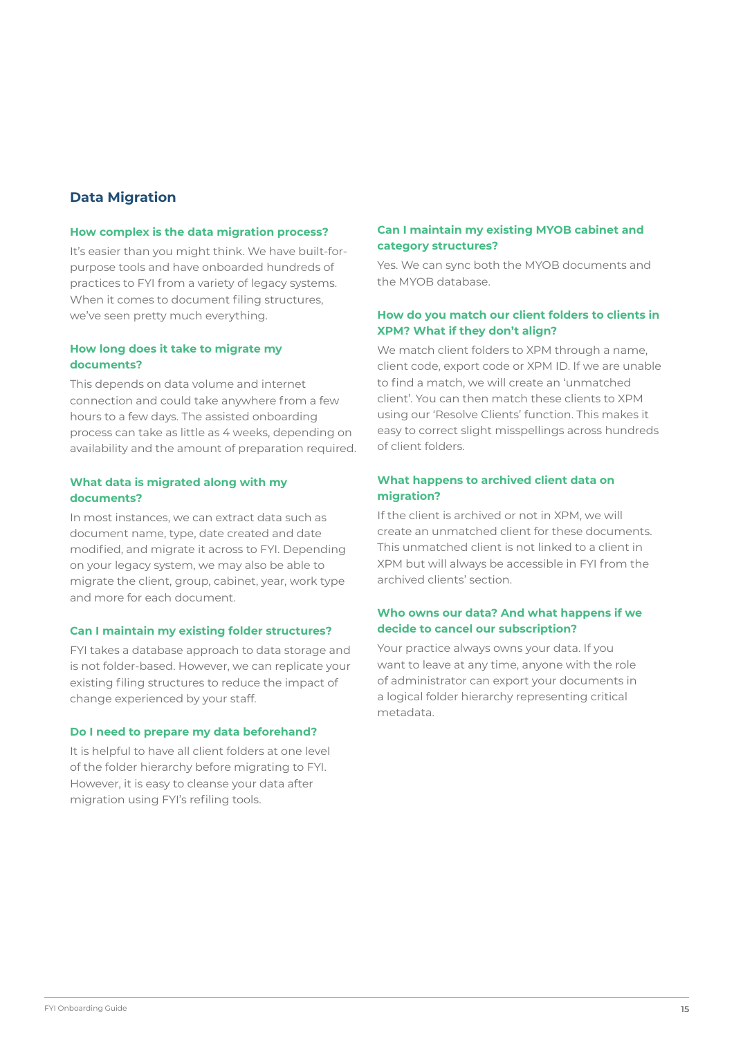## Data Migration

### How complex is the data migration process?

It's easier than you might think. We have built-for-purpose tools and have onboarded hundreds of practices to FYI from a variety of legacy systems. When it comes to document filing structures, we've seen pretty much everything.

### How long does it take to migrate my documents?

This depends on data volume and internet connection and could take anywhere from a few hours to a few days. The assisted onboarding process can take as little as 4 weeks, depending on availability and the amount of preparation required.

### What data is migrated along with my documents?

In most instances, we can extract data such as document name, type, date created and date modified, and migrate it across to FYI. Depending on your legacy system, we may also be able to migrate the client, group, cabinet, year, work type and more for each document.

### Can I maintain my existing folder structures?

FYI takes a database approach to data storage and is not folder-based. However, we can replicate your existing filing structures to reduce the impact of change experienced by your staff.

### Do I need to prepare my data beforehand?

It is helpful to have all client folders at one level of the folder hierarchy before migrating to FYI. However, it is easy to cleanse your data after migration using FYI's refiling tools.

### Can I maintain my existing MYOB cabinet and category structures?

Yes. We can sync both the MYOB documents and the MYOB database.

### How do you match our client folders to clients in XPM? What if they don't align?

We match client folders to XPM through a name, client code, export code or XPM ID. If we are unable to find a match, we will create an 'unmatched client'. You can then match these clients to XPM using our 'Resolve Clients' function. This makes it easy to correct slight misspellings across hundreds of client folders.

### What happens to archived client data on migration?

If the client is archived or not in XPM, we will create an unmatched client for these documents. This unmatched client is not linked to a client in XPM but will always be accessible in FYI from the archived clients' section.

### Who owns our data? And what happens if we decide to cancel our subscription?

Your practice always owns your data. If you want to leave at any time, anyone with the role of administrator can export your documents in a logical folder hierarchy representing critical metadata.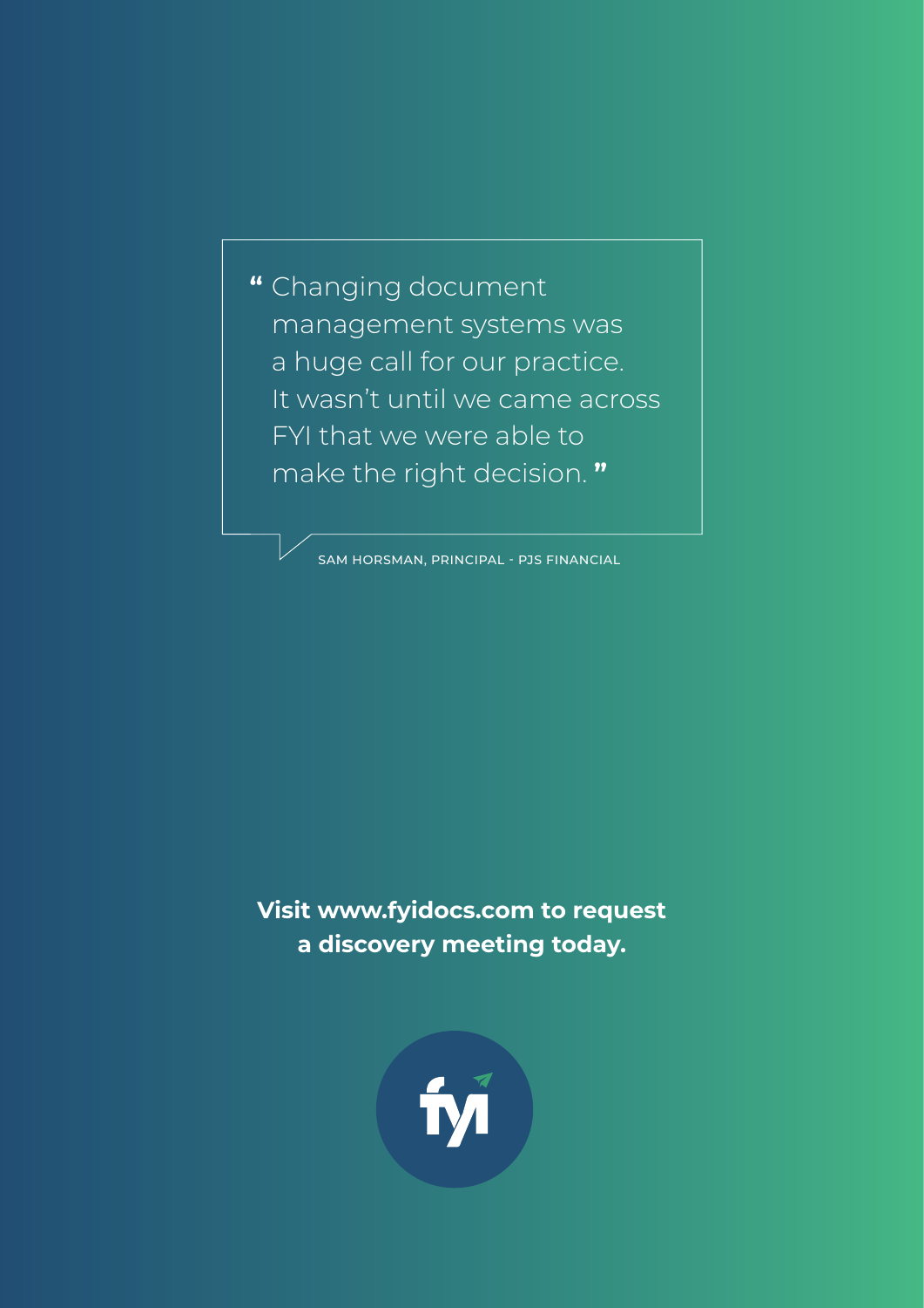> " Changing document management systems was a huge call for our practice. It wasn't until we came across FYI that we were able to make the right decision. "

SAM HORSMAN, PRINCIPAL - PJS FINANCIAL

**Visit www.fyidocs.com to request a discovery meeting today.**